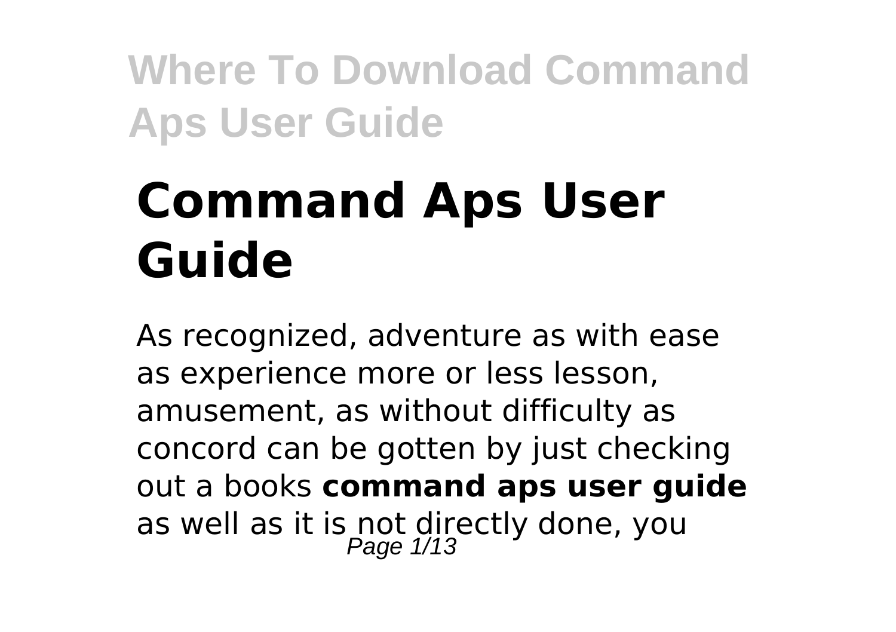# Command Aps User Guide

As recognized, adventure as with ease as experience more or less lesson, amusement, as without difficulty as concord can be gotten by just checking out a books **command aps user guide** as well as it is not directly done, you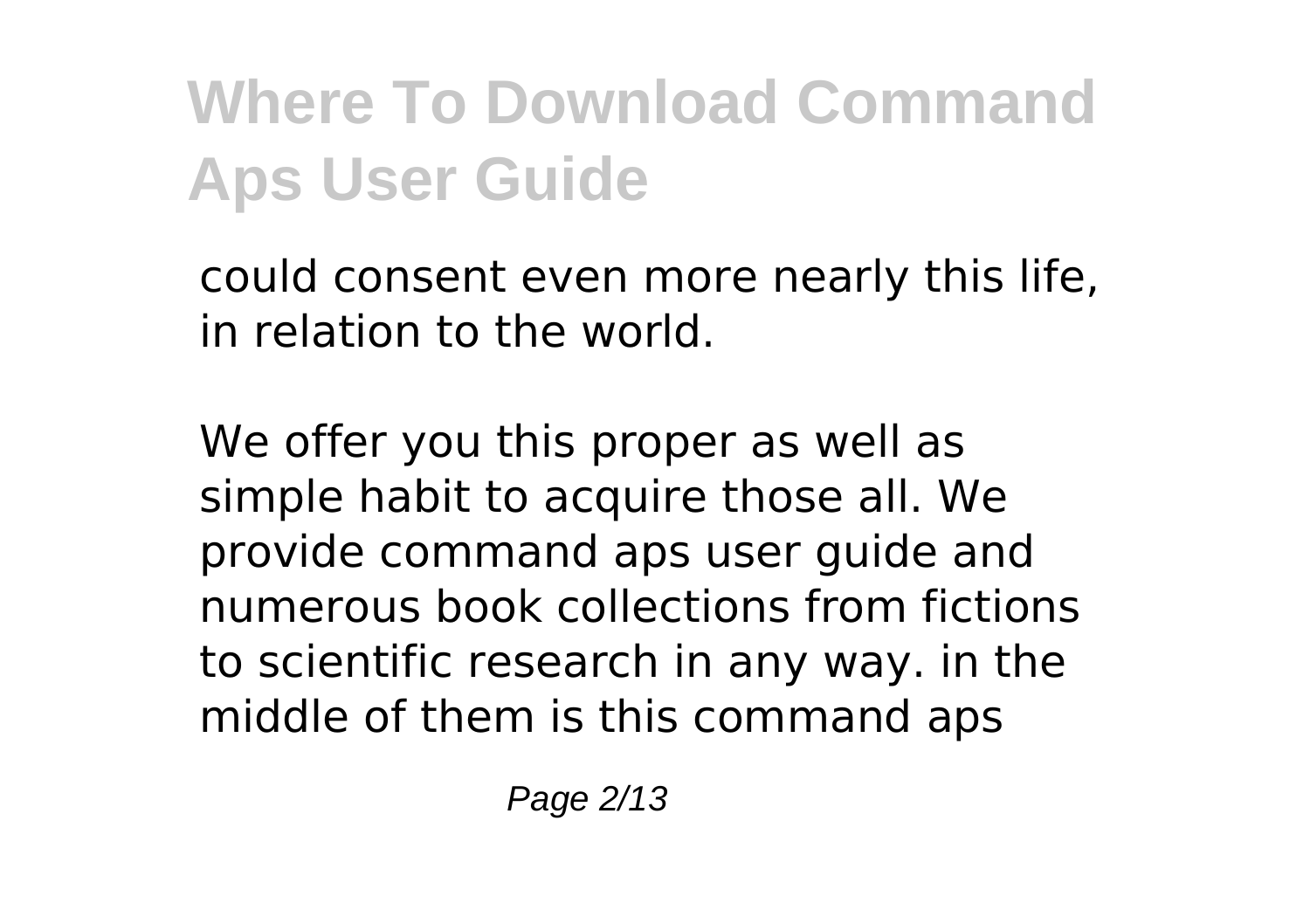could consent even more nearly this life, in relation to the world.

We offer you this proper as well as simple habit to acquire those all. We provide command aps user guide and numerous book collections from fictions to scientific research in any way. in the middle of them is this command aps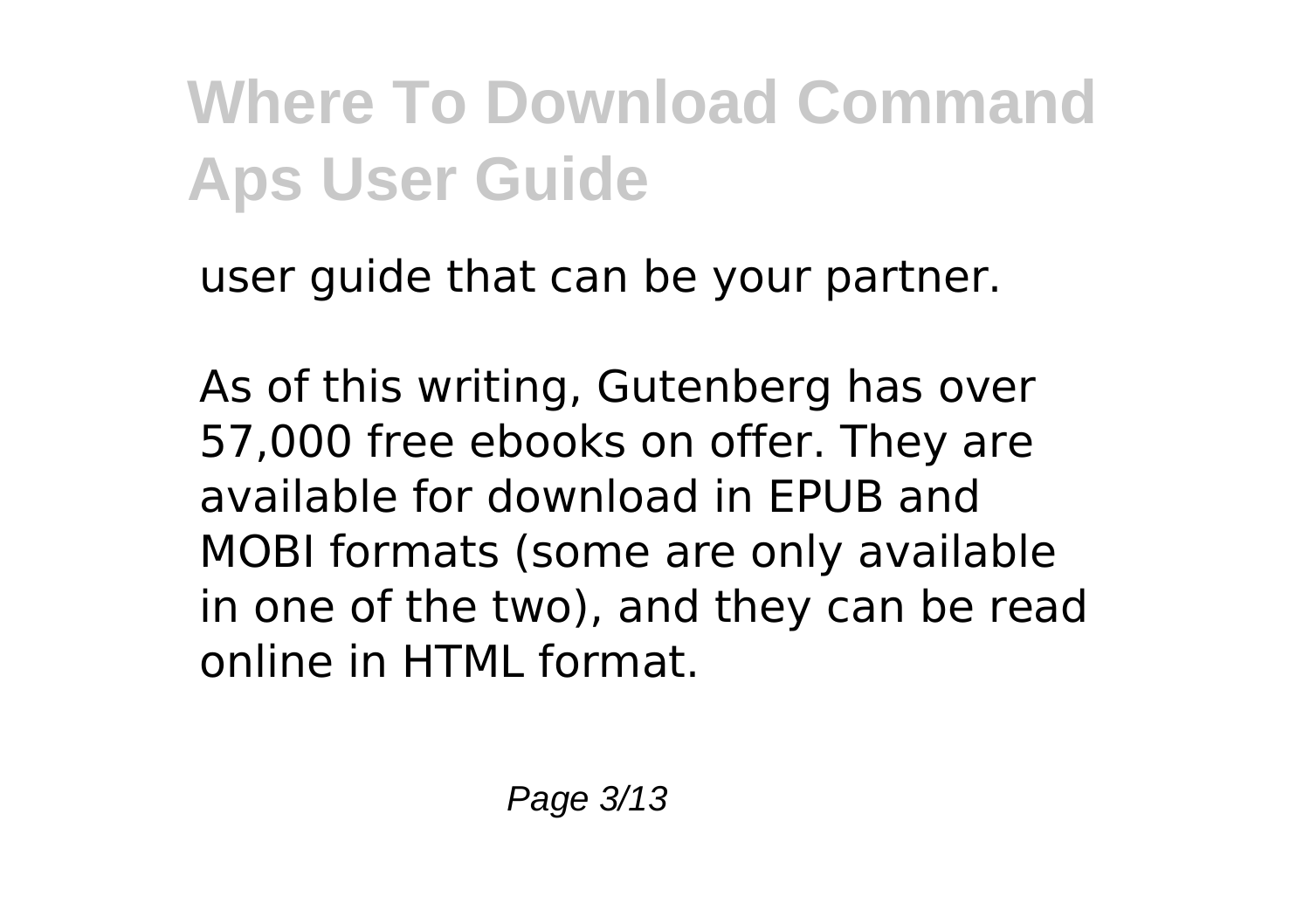user guide that can be your partner.

As of this writing, Gutenberg has over 57,000 free ebooks on offer. They are available for download in EPUB and MOBI formats (some are only available in one of the two), and they can be read online in HTML format.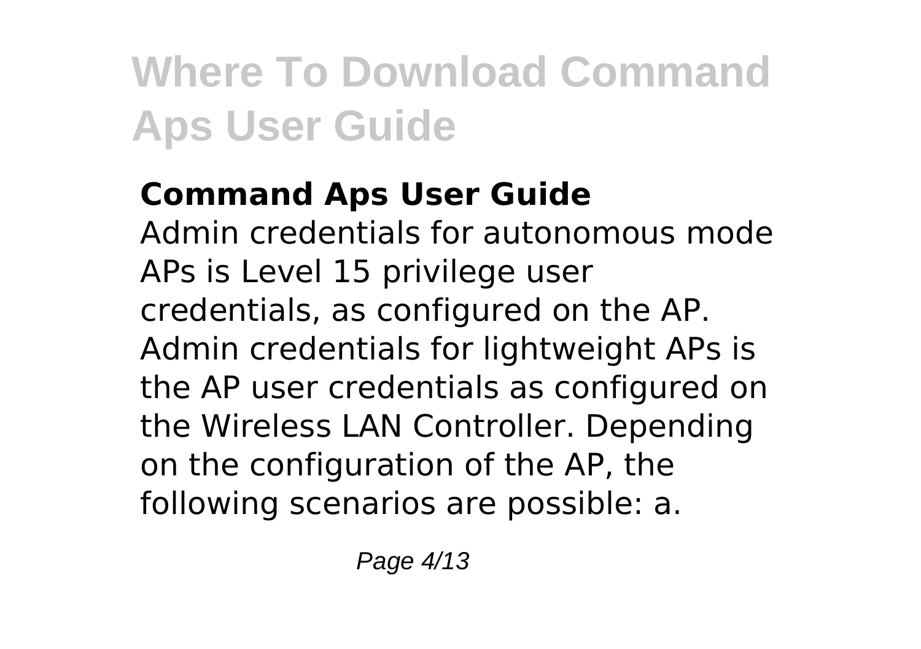## Command Aps User Guide

Admin credentials for autonomous mode APs is Level 15 privilege user credentials, as configured on the AP. Admin credentials for lightweight APs is the AP user credentials as configured on the Wireless LAN Controller. Depending on the configuration of the AP, the following scenarios are possible: a.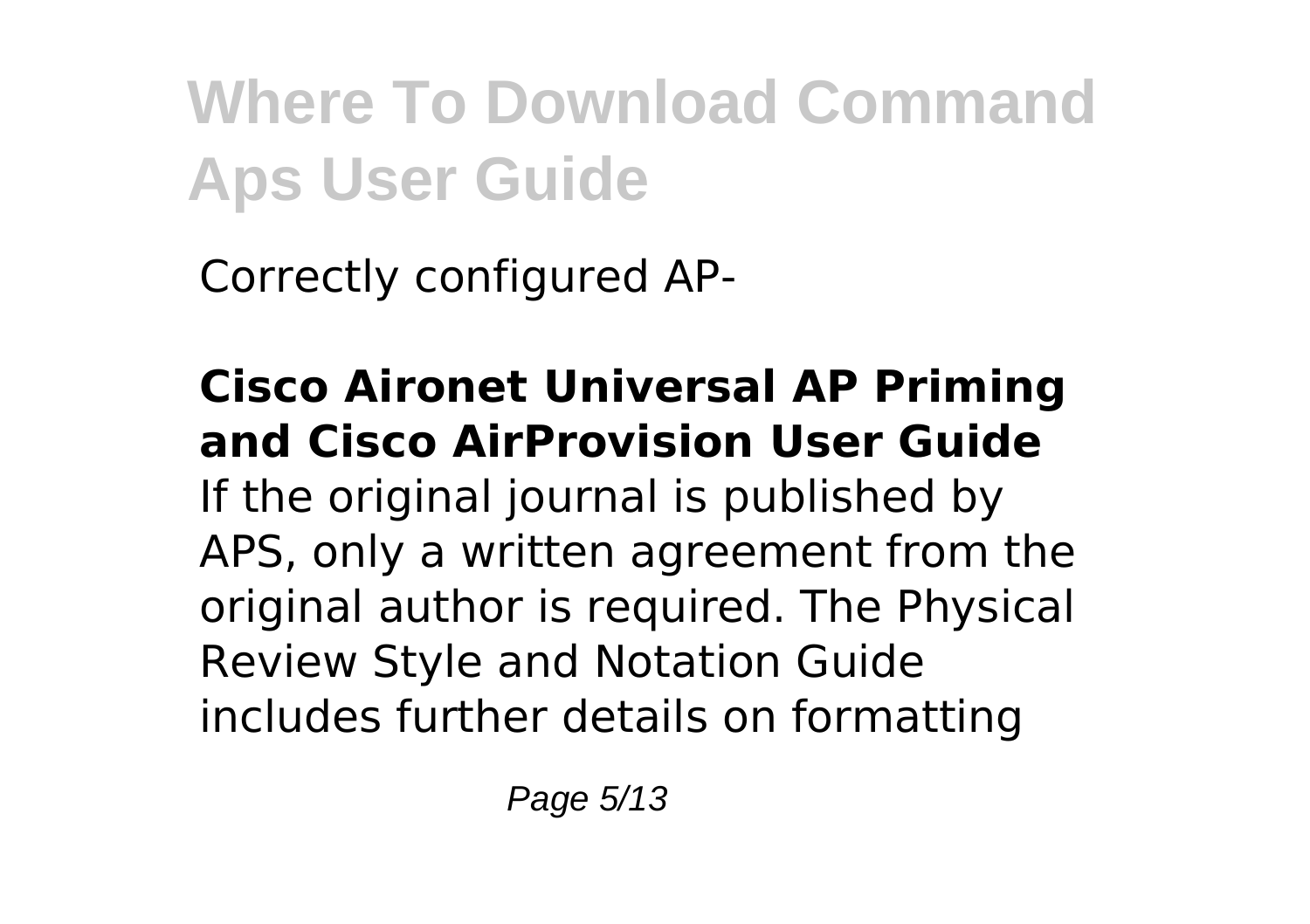Correctly configured AP-

**Cisco Aironet Universal AP Priming and Cisco AirProvision User Guide**
If the original journal is published by APS, only a written agreement from the original author is required. The Physical Review Style and Notation Guide includes further details on formatting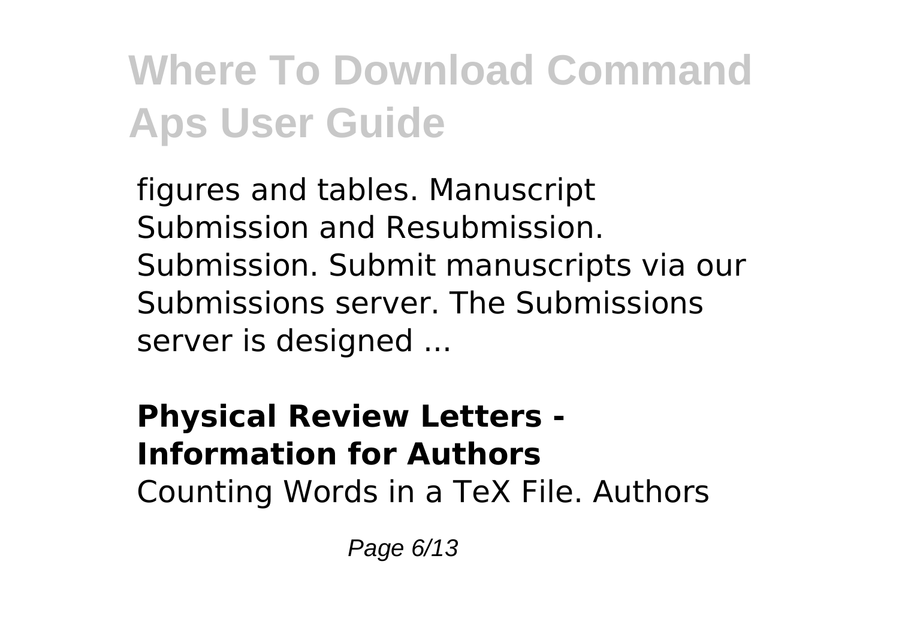figures and tables. Manuscript Submission and Resubmission. Submission. Submit manuscripts via our Submissions server. The Submissions server is designed ...

**Physical Review Letters - Information for Authors**

Counting Words in a TeX File. Authors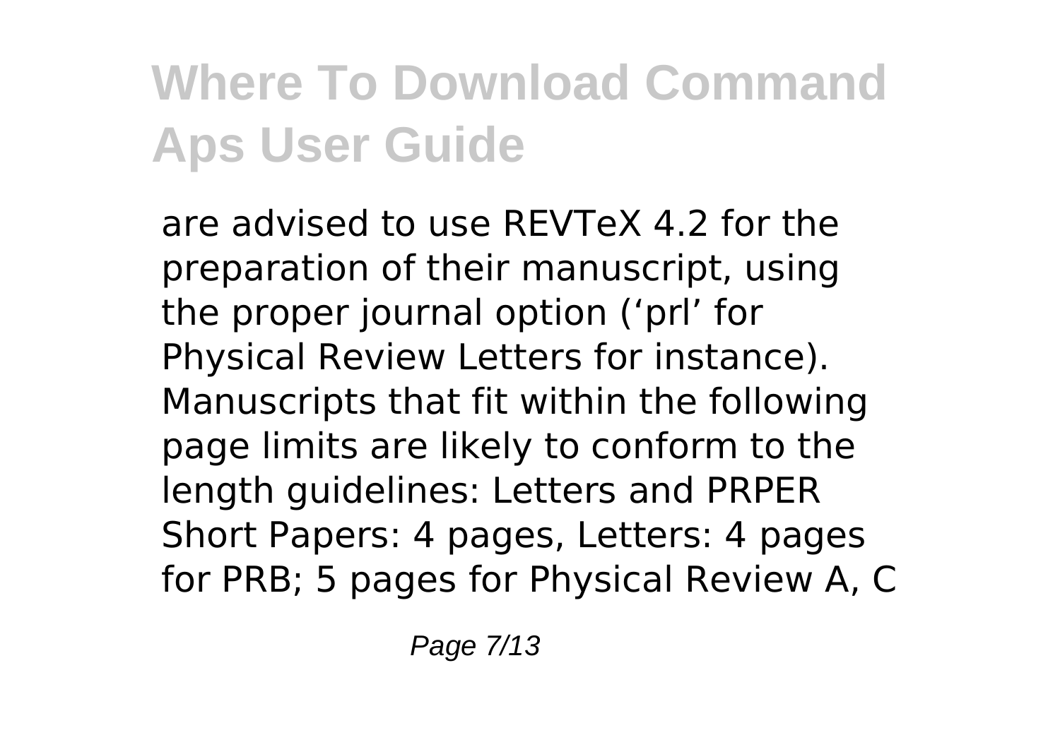are advised to use REVTeX 4.2 for the preparation of their manuscript, using the proper journal option (‘prl’ for Physical Review Letters for instance). Manuscripts that fit within the following page limits are likely to conform to the length guidelines: Letters and PRPER Short Papers: 4 pages, Letters: 4 pages for PRB; 5 pages for Physical Review A, C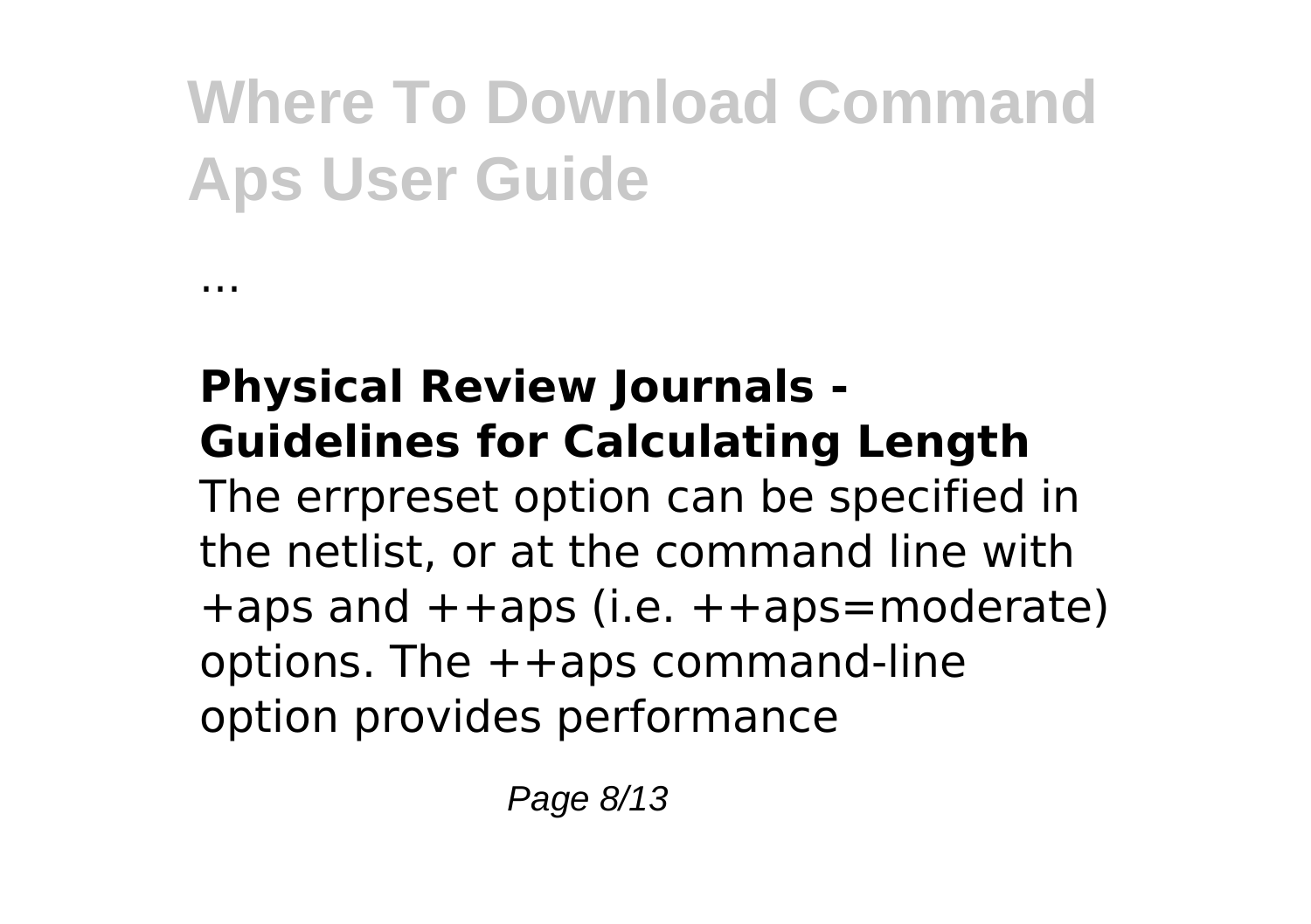...

**Physical Review Journals - Guidelines for Calculating Length**
The errpreset option can be specified in the netlist, or at the command line with +aps and ++aps (i.e. ++aps=moderate) options. The ++aps command-line option provides performance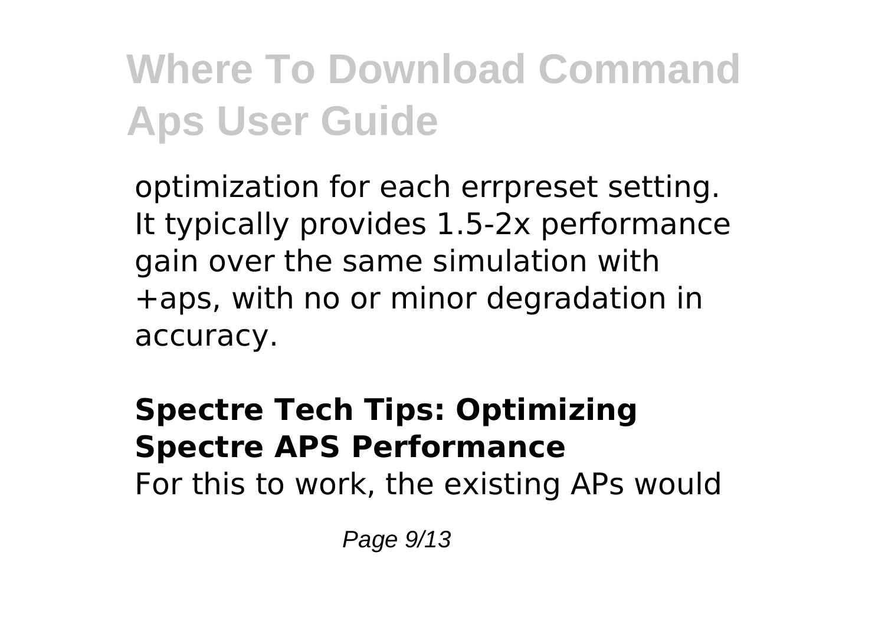optimization for each errpreset setting. It typically provides 1.5-2x performance gain over the same simulation with +aps, with no or minor degradation in accuracy.

**Spectre Tech Tips: Optimizing Spectre APS Performance**

For this to work, the existing APs would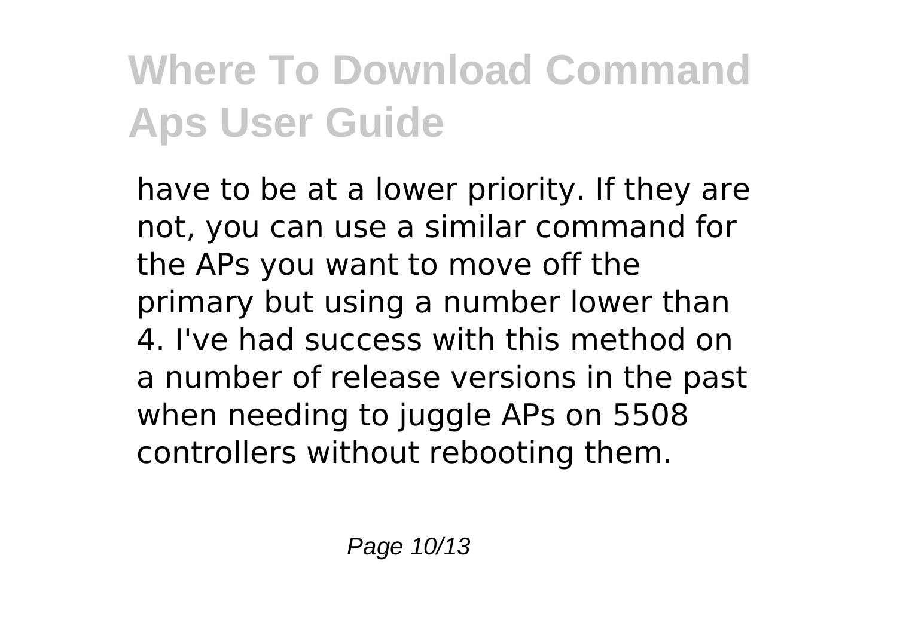have to be at a lower priority. If they are not, you can use a similar command for the APs you want to move off the primary but using a number lower than 4. I've had success with this method on a number of release versions in the past when needing to juggle APs on 5508 controllers without rebooting them.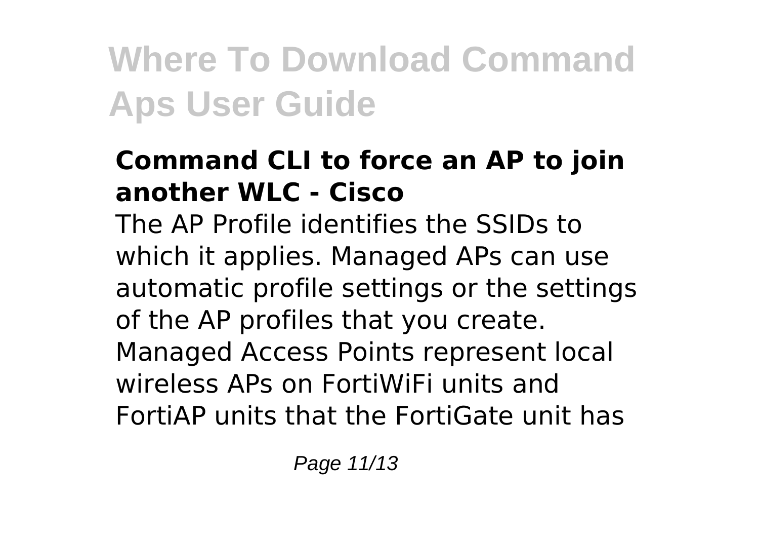### Command CLI to force an AP to join another WLC - Cisco

The AP Profile identifies the SSIDs to which it applies. Managed APs can use automatic profile settings or the settings of the AP profiles that you create. Managed Access Points represent local wireless APs on FortiWiFi units and FortiAP units that the FortiGate unit has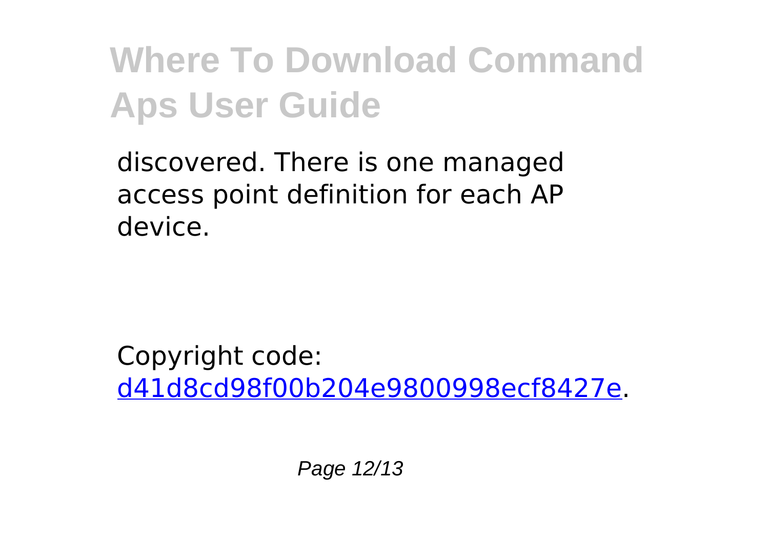discovered. There is one managed access point definition for each AP device.

Copyright code: [d41d8cd98f00b204e9800998ecf8427e](d41d8cd98f00b204e9800998ecf8427e).